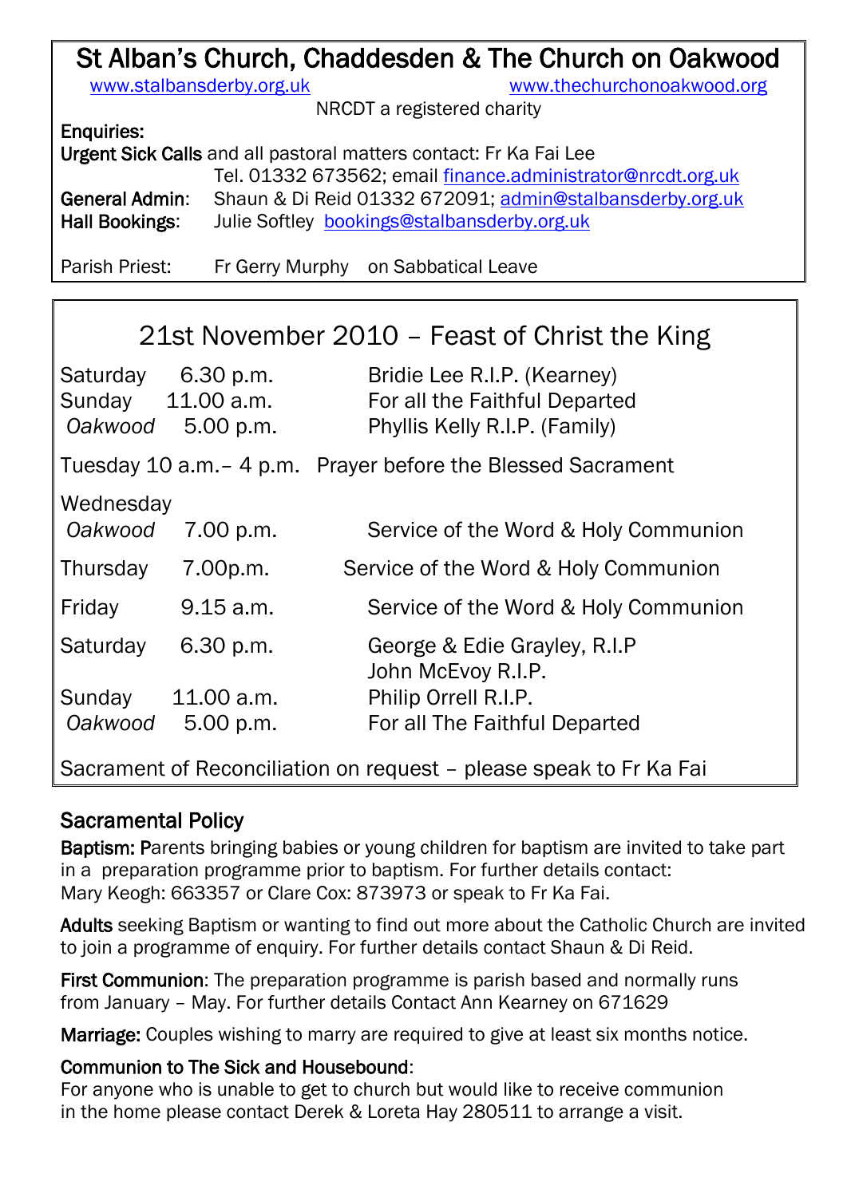# St Alban's Church, Chaddesden & The Church on Oakwood

www.stalbansderby.org.uk www.thechurchonoakwood.org

NRCDT a registered charity

**Enquiries:**

**Urgent Sick Calls** and all pastoral matters contact: Fr Ka Fai Lee
Tel. 01332 673562; email finance.administrator@nrcdt.org.uk

**General Admin**: Shaun & Di Reid 01332 672091; admin@stalbansderby.org.uk

**Hall Bookings**: Julie Softley bookings@stalbansderby.org.uk

Parish Priest: Fr Gerry Murphy on Sabbatical Leave

## 21st November 2010 – Feast of Christ the King

| | | |
|---|---|---|
| Saturday | 6.30 p.m. | Bridie Lee R.I.P. (Kearney) |
| Sunday | 11.00 a.m. | For all the Faithful Departed |
| *Oakwood* | 5.00 p.m. | Phyllis Kelly R.I.P. (Family) |

Tuesday 10 a.m.– 4 p.m. Prayer before the Blessed Sacrament

| | | |
|---|---|---|
| Wednesday *Oakwood* | 7.00 p.m. | Service of the Word & Holy Communion |
| Thursday | 7.00p.m. | Service of the Word & Holy Communion |
| Friday | 9.15 a.m. | Service of the Word & Holy Communion |
| Saturday | 6.30 p.m. | George & Edie Grayley, R.I.P John McEvoy R.I.P. |
| Sunday | 11.00 a.m. | Philip Orrell R.I.P. |
| *Oakwood* | 5.00 p.m. | For all The Faithful Departed |

Sacrament of Reconciliation on request – please speak to Fr Ka Fai

## Sacramental Policy

**Baptism:** Parents bringing babies or young children for baptism are invited to take part in a preparation programme prior to baptism. For further details contact: Mary Keogh: 663357 or Clare Cox: 873973 or speak to Fr Ka Fai.

**Adults** seeking Baptism or wanting to find out more about the Catholic Church are invited to join a programme of enquiry. For further details contact Shaun & Di Reid.

**First Communion**: The preparation programme is parish based and normally runs from January – May. For further details Contact Ann Kearney on 671629

**Marriage:** Couples wishing to marry are required to give at least six months notice.

**Communion to The Sick and Housebound**:
For anyone who is unable to get to church but would like to receive communion in the home please contact Derek & Loreta Hay 280511 to arrange a visit.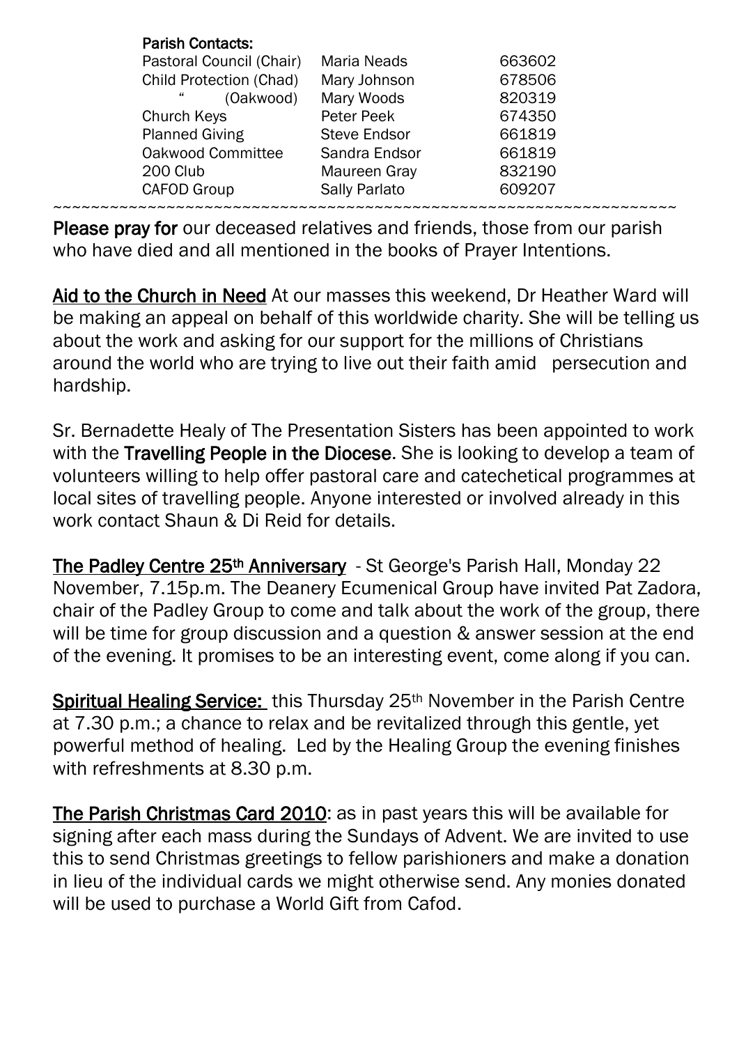**Parish Contacts:**

| | | |
|---|---|---|
| Pastoral Council (Chair) | Maria Neads | 663602 |
| Child Protection (Chad) | Mary Johnson | 678506 |
| " (Oakwood) | Mary Woods | 820319 |
| Church Keys | Peter Peek | 674350 |
| Planned Giving | Steve Endsor | 661819 |
| Oakwood Committee | Sandra Endsor | 661819 |
| 200 Club | Maureen Gray | 832190 |
| CAFOD Group | Sally Parlato | 609207 |

~~~~~~~~~~~~~~~~~~~~~~~~~~~~~~~~~~~~~~~~~~~~~~~~~~~~~~~~~~~~~~~~~~~~

**Please pray for** our deceased relatives and friends, those from our parish who have died and all mentioned in the books of Prayer Intentions.

**Aid to the Church in Need** At our masses this weekend, Dr Heather Ward will be making an appeal on behalf of this worldwide charity. She will be telling us about the work and asking for our support for the millions of Christians around the world who are trying to live out their faith amid persecution and hardship.

Sr. Bernadette Healy of The Presentation Sisters has been appointed to work with the **Travelling People in the Diocese**. She is looking to develop a team of volunteers willing to help offer pastoral care and catechetical programmes at local sites of travelling people. Anyone interested or involved already in this work contact Shaun & Di Reid for details.

**The Padley Centre 25th Anniversary** - St George's Parish Hall, Monday 22 November, 7.15p.m. The Deanery Ecumenical Group have invited Pat Zadora, chair of the Padley Group to come and talk about the work of the group, there will be time for group discussion and a question & answer session at the end of the evening. It promises to be an interesting event, come along if you can.

**Spiritual Healing Service:** this Thursday 25th November in the Parish Centre at 7.30 p.m.; a chance to relax and be revitalized through this gentle, yet powerful method of healing. Led by the Healing Group the evening finishes with refreshments at 8.30 p.m.

**The Parish Christmas Card 2010**: as in past years this will be available for signing after each mass during the Sundays of Advent. We are invited to use this to send Christmas greetings to fellow parishioners and make a donation in lieu of the individual cards we might otherwise send. Any monies donated will be used to purchase a World Gift from Cafod.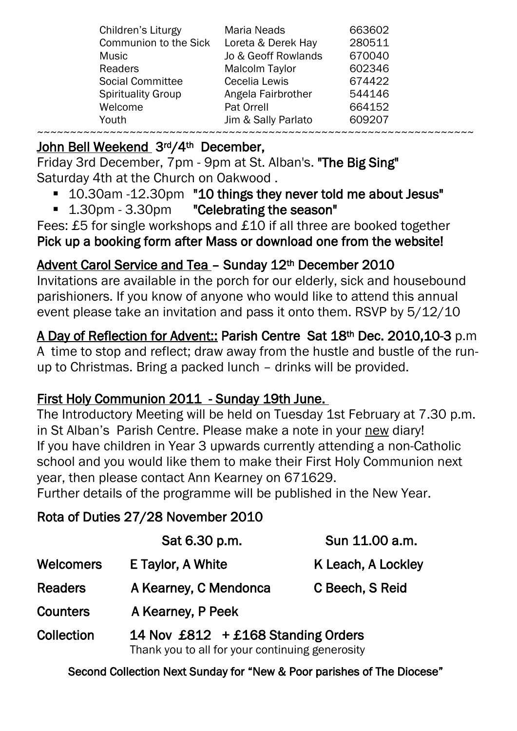| | | |
|---|---|---|
| Children's Liturgy | Maria Neads | 663602 |
| Communion to the Sick | Loreta & Derek Hay | 280511 |
| Music | Jo & Geoff Rowlands | 670040 |
| Readers | Malcolm Taylor | 602346 |
| Social Committee | Cecelia Lewis | 674422 |
| Spirituality Group | Angela Fairbrother | 544146 |
| Welcome | Pat Orrell | 664152 |
| Youth | Jim & Sally Parlato | 609207 |

~~~~~~~~~~~~~~~~~~~~~~~~~~~~~~~~~~~~~~~~~~~~~~~~~~~~~~~~~~~~~~~~~~~~~~~~

**John Bell Weekend 3rd/4th December,**

Friday 3rd December, 7pm - 9pm at St. Alban's. **"The Big Sing"**
Saturday 4th at the Church on Oakwood .

- 10.30am -12.30pm **"10 things they never told me about Jesus"**
- 1.30pm - 3.30pm **"Celebrating the season"**

Fees: £5 for single workshops and £10 if all three are booked together
**Pick up a booking form after Mass or download one from the website!**

**Advent Carol Service and Tea – Sunday 12th December 2010**

Invitations are available in the porch for our elderly, sick and housebound parishioners. If you know of anyone who would like to attend this annual event please take an invitation and pass it onto them. RSVP by 5/12/10

**A Day of Reflection for Advent:: Parish Centre Sat 18th Dec. 2010,10-3** p.m
A time to stop and reflect; draw away from the hustle and bustle of the run-up to Christmas. Bring a packed lunch – drinks will be provided.

**First Holy Communion 2011 - Sunday 19th June.**

The Introductory Meeting will be held on Tuesday 1st February at 7.30 p.m. in St Alban's Parish Centre. Please make a note in your new diary!
If you have children in Year 3 upwards currently attending a non-Catholic school and you would like them to make their First Holy Communion next year, then please contact Ann Kearney on 671629.
Further details of the programme will be published in the New Year.

**Rota of Duties 27/28 November 2010**

| | Sat 6.30 p.m. | Sun 11.00 a.m. |
|---|---|---|
| **Welcomers** | E Taylor, A White | K Leach, A Lockley |
| **Readers** | A Kearney, C Mendonca | C Beech, S Reid |
| **Counters** | A Kearney, P Peek | |
| **Collection** | 14 Nov £812 + £168 Standing Orders<br>Thank you to all for your continuing generosity | |

**Second Collection Next Sunday for "New & Poor parishes of The Diocese"**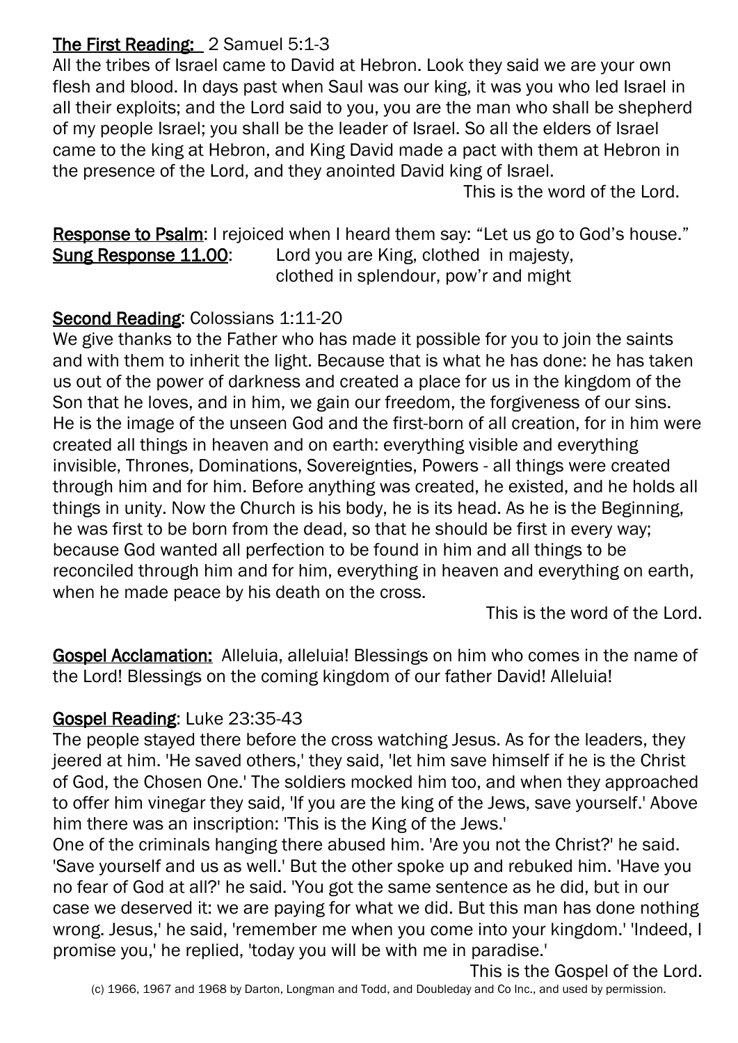**The First Reading:** 2 Samuel 5:1-3

All the tribes of Israel came to David at Hebron. Look they said we are your own flesh and blood. In days past when Saul was our king, it was you who led Israel in all their exploits; and the Lord said to you, you are the man who shall be shepherd of my people Israel; you shall be the leader of Israel. So all the elders of Israel came to the king at Hebron, and King David made a pact with them at Hebron in the presence of the Lord, and they anointed David king of Israel.

This is the word of the Lord.

**Response to Psalm**: I rejoiced when I heard them say: "Let us go to God's house."

**Sung Response 11.00**: Lord you are King, clothed in majesty, clothed in splendour, pow'r and might

**Second Reading**: Colossians 1:11-20

We give thanks to the Father who has made it possible for you to join the saints and with them to inherit the light. Because that is what he has done: he has taken us out of the power of darkness and created a place for us in the kingdom of the Son that he loves, and in him, we gain our freedom, the forgiveness of our sins. He is the image of the unseen God and the first-born of all creation, for in him were created all things in heaven and on earth: everything visible and everything invisible, Thrones, Dominations, Sovereignties, Powers - all things were created through him and for him. Before anything was created, he existed, and he holds all things in unity. Now the Church is his body, he is its head. As he is the Beginning, he was first to be born from the dead, so that he should be first in every way; because God wanted all perfection to be found in him and all things to be reconciled through him and for him, everything in heaven and everything on earth, when he made peace by his death on the cross.

This is the word of the Lord.

**Gospel Acclamation:** Alleluia, alleluia! Blessings on him who comes in the name of the Lord! Blessings on the coming kingdom of our father David! Alleluia!

**Gospel Reading**: Luke 23:35-43

The people stayed there before the cross watching Jesus. As for the leaders, they jeered at him. 'He saved others,' they said, 'let him save himself if he is the Christ of God, the Chosen One.' The soldiers mocked him too, and when they approached to offer him vinegar they said, 'If you are the king of the Jews, save yourself.' Above him there was an inscription: 'This is the King of the Jews.'

One of the criminals hanging there abused him. 'Are you not the Christ?' he said. 'Save yourself and us as well.' But the other spoke up and rebuked him. 'Have you no fear of God at all?' he said. 'You got the same sentence as he did, but in our case we deserved it: we are paying for what we did. But this man has done nothing wrong. Jesus,' he said, 'remember me when you come into your kingdom.' 'Indeed, I promise you,' he replied, 'today you will be with me in paradise.'

This is the Gospel of the Lord.

(c) 1966, 1967 and 1968 by Darton, Longman and Todd, and Doubleday and Co Inc., and used by permission.